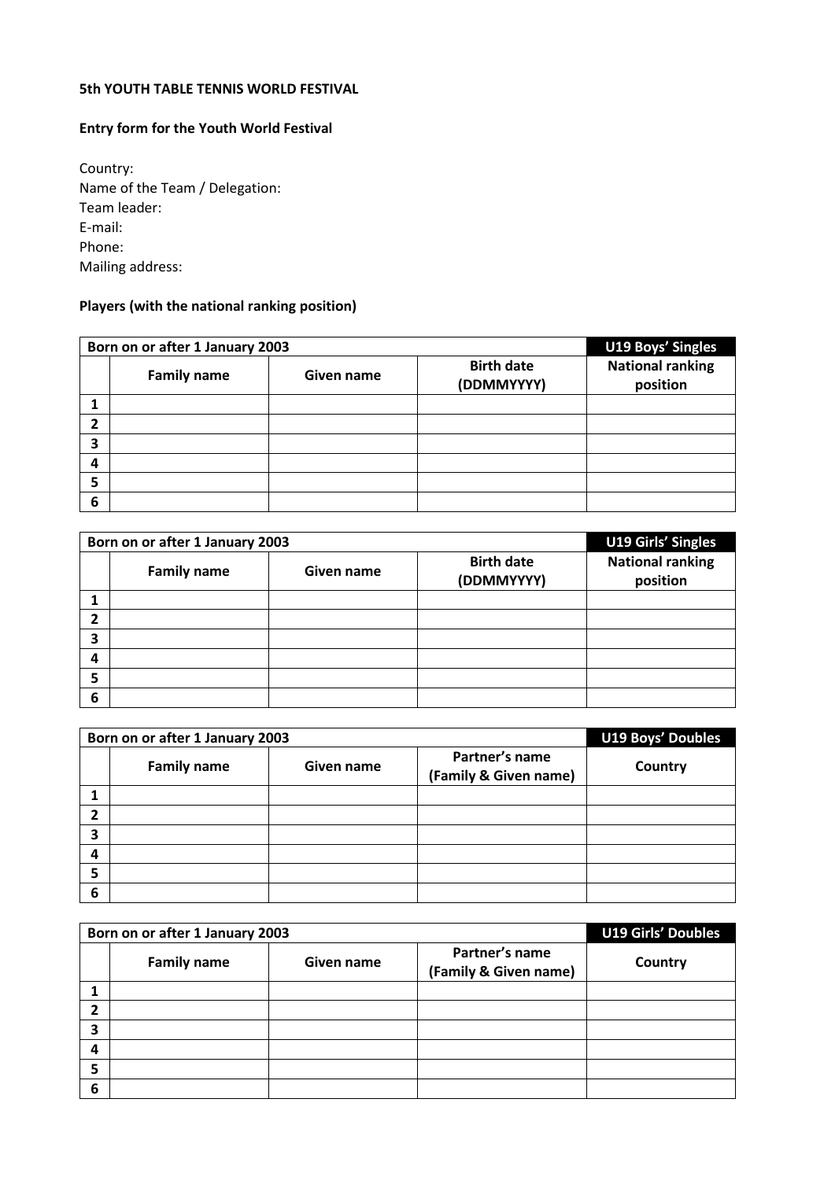**5th YOUTH TABLE TENNIS WORLD FESTIVAL**

**Entry form for the Youth World Festival**

Country:
Name of the Team / Delegation:
Team leader:
E-mail:
Phone:
Mailing address:

**Players (with the national ranking position)**

| Born on or after 1 January 2003 | | | | U19 Boys' Singles |
|---|---|---|---|---|
| | **Family name** | **Given name** | **Birth date (DDMMYYYY)** | **National ranking position** |
| **1** | | | | |
| **2** | | | | |
| **3** | | | | |
| **4** | | | | |
| **5** | | | | |
| **6** | | | | |

| Born on or after 1 January 2003 | | | | U19 Girls' Singles |
|---|---|---|---|---|
| | **Family name** | **Given name** | **Birth date (DDMMYYYY)** | **National ranking position** |
| **1** | | | | |
| **2** | | | | |
| **3** | | | | |
| **4** | | | | |
| **5** | | | | |
| **6** | | | | |

| Born on or after 1 January 2003 | | | | U19 Boys' Doubles |
|---|---|---|---|---|
| | **Family name** | **Given name** | **Partner's name (Family & Given name)** | **Country** |
| **1** | | | | |
| **2** | | | | |
| **3** | | | | |
| **4** | | | | |
| **5** | | | | |
| **6** | | | | |

| Born on or after 1 January 2003 | | | | U19 Girls' Doubles |
|---|---|---|---|---|
| | **Family name** | **Given name** | **Partner's name (Family & Given name)** | **Country** |
| **1** | | | | |
| **2** | | | | |
| **3** | | | | |
| **4** | | | | |
| **5** | | | | |
| **6** | | | | |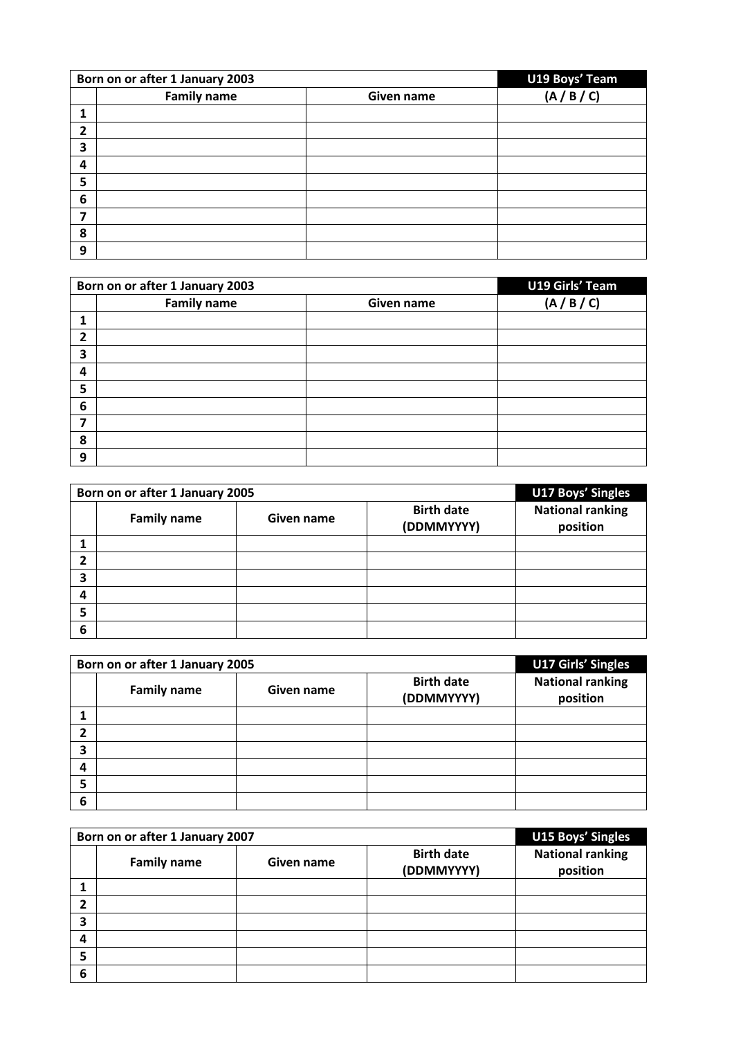| Born on or after 1 January 2003 | | | U19 Boys' Team |
|---|---|---|---|
| | **Family name** | **Given name** | **(A / B / C)** |
| **1** | | | |
| **2** | | | |
| **3** | | | |
| **4** | | | |
| **5** | | | |
| **6** | | | |
| **7** | | | |
| **8** | | | |
| **9** | | | |

| Born on or after 1 January 2003 | | | U19 Girls' Team |
|---|---|---|---|
| | **Family name** | **Given name** | **(A / B / C)** |
| **1** | | | |
| **2** | | | |
| **3** | | | |
| **4** | | | |
| **5** | | | |
| **6** | | | |
| **7** | | | |
| **8** | | | |
| **9** | | | |

| Born on or after 1 January 2005 | | | | U17 Boys' Singles |
|---|---|---|---|---|
| | **Family name** | **Given name** | **Birth date (DDMMYYYY)** | **National ranking position** |
| **1** | | | | |
| **2** | | | | |
| **3** | | | | |
| **4** | | | | |
| **5** | | | | |
| **6** | | | | |

| Born on or after 1 January 2005 | | | | U17 Girls' Singles |
|---|---|---|---|---|
| | **Family name** | **Given name** | **Birth date (DDMMYYYY)** | **National ranking position** |
| **1** | | | | |
| **2** | | | | |
| **3** | | | | |
| **4** | | | | |
| **5** | | | | |
| **6** | | | | |

| Born on or after 1 January 2007 | | | | U15 Boys' Singles |
|---|---|---|---|---|
| | **Family name** | **Given name** | **Birth date (DDMMYYYY)** | **National ranking position** |
| **1** | | | | |
| **2** | | | | |
| **3** | | | | |
| **4** | | | | |
| **5** | | | | |
| **6** | | | | |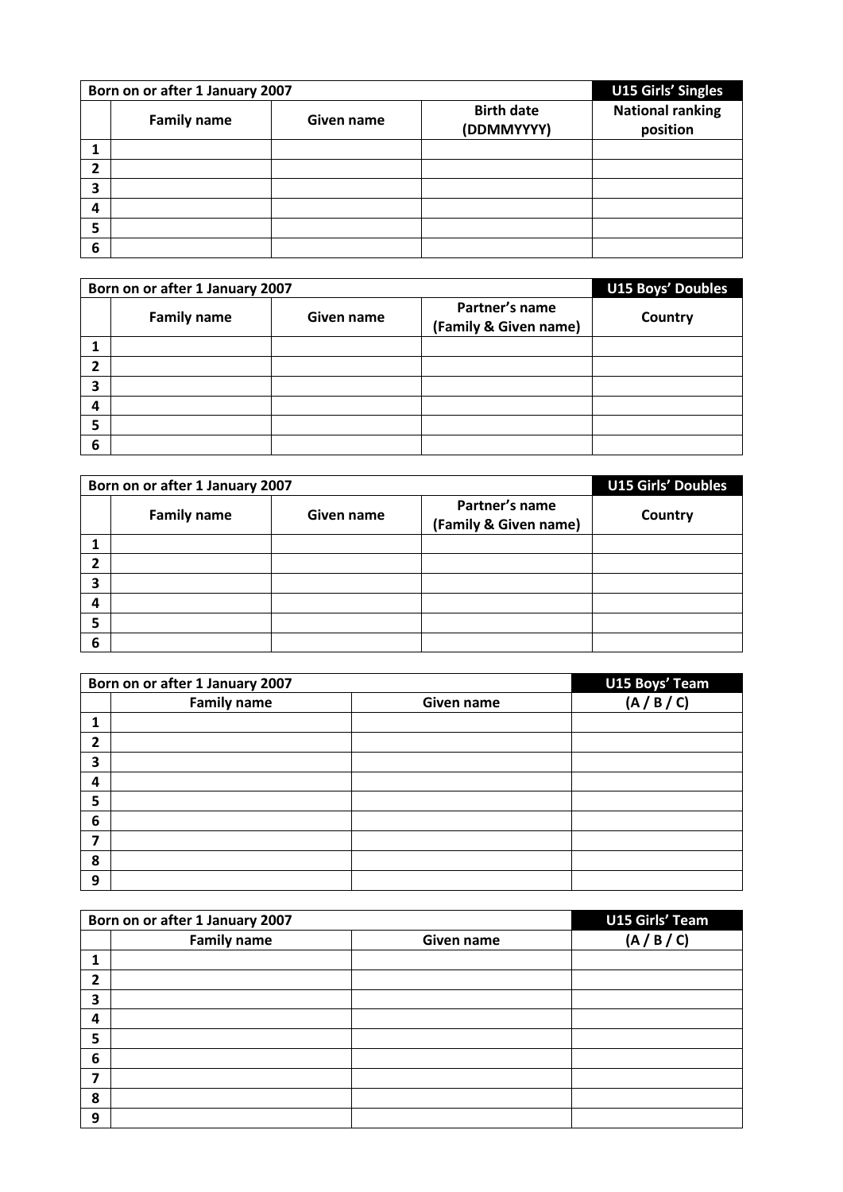| Born on or after 1 January 2007 | | | | U15 Girls' Singles |
|---|---|---|---|---|
| | **Family name** | **Given name** | **Birth date (DDMMYYYY)** | **National ranking position** |
| **1** | | | | |
| **2** | | | | |
| **3** | | | | |
| **4** | | | | |
| **5** | | | | |
| **6** | | | | |

| Born on or after 1 January 2007 | | | | U15 Boys' Doubles |
|---|---|---|---|---|
| | **Family name** | **Given name** | **Partner's name (Family & Given name)** | **Country** |
| **1** | | | | |
| **2** | | | | |
| **3** | | | | |
| **4** | | | | |
| **5** | | | | |
| **6** | | | | |

| Born on or after 1 January 2007 | | | | U15 Girls' Doubles |
|---|---|---|---|---|
| | **Family name** | **Given name** | **Partner's name (Family & Given name)** | **Country** |
| **1** | | | | |
| **2** | | | | |
| **3** | | | | |
| **4** | | | | |
| **5** | | | | |
| **6** | | | | |

| Born on or after 1 January 2007 | | | U15 Boys' Team |
|---|---|---|---|
| | **Family name** | **Given name** | **(A / B / C)** |
| **1** | | | |
| **2** | | | |
| **3** | | | |
| **4** | | | |
| **5** | | | |
| **6** | | | |
| **7** | | | |
| **8** | | | |
| **9** | | | |

| Born on or after 1 January 2007 | | | U15 Girls' Team |
|---|---|---|---|
| | **Family name** | **Given name** | **(A / B / C)** |
| **1** | | | |
| **2** | | | |
| **3** | | | |
| **4** | | | |
| **5** | | | |
| **6** | | | |
| **7** | | | |
| **8** | | | |
| **9** | | | |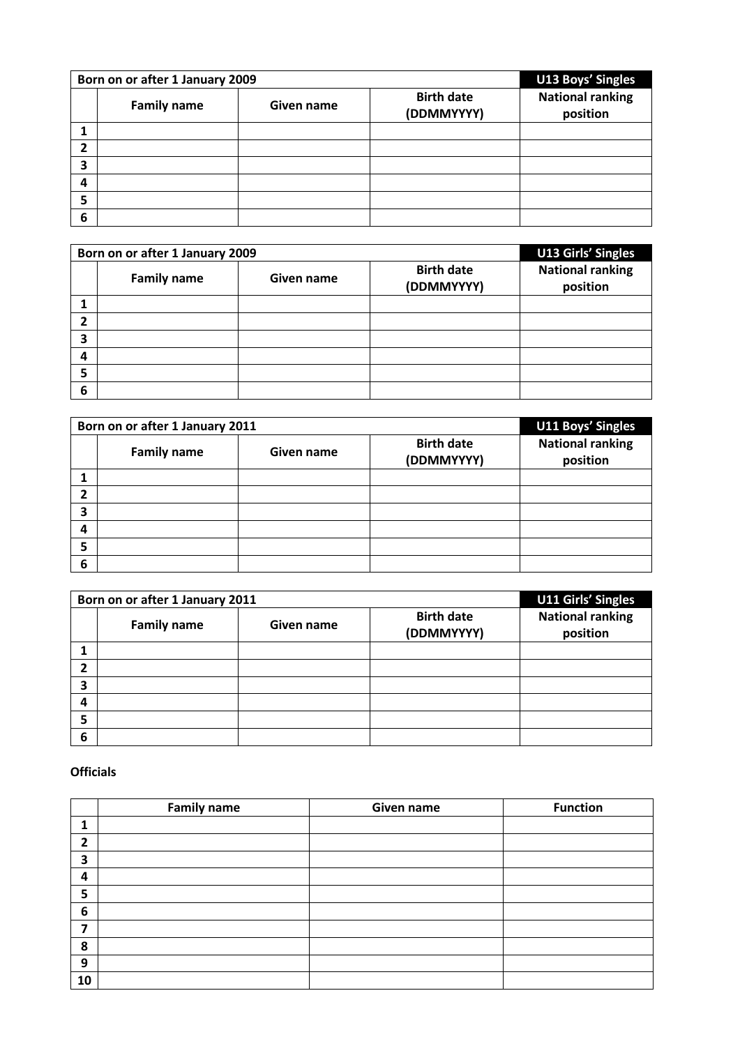| Born on or after 1 January 2009 | | | | U13 Boys' Singles |
|---|---|---|---|---|
| | **Family name** | **Given name** | **Birth date (DDMMYYYY)** | **National ranking position** |
| **1** | | | | |
| **2** | | | | |
| **3** | | | | |
| **4** | | | | |
| **5** | | | | |
| **6** | | | | |

| Born on or after 1 January 2009 | | | | U13 Girls' Singles |
|---|---|---|---|---|
| | **Family name** | **Given name** | **Birth date (DDMMYYYY)** | **National ranking position** |
| **1** | | | | |
| **2** | | | | |
| **3** | | | | |
| **4** | | | | |
| **5** | | | | |
| **6** | | | | |

| Born on or after 1 January 2011 | | | | U11 Boys' Singles |
|---|---|---|---|---|
| | **Family name** | **Given name** | **Birth date (DDMMYYYY)** | **National ranking position** |
| **1** | | | | |
| **2** | | | | |
| **3** | | | | |
| **4** | | | | |
| **5** | | | | |
| **6** | | | | |

| Born on or after 1 January 2011 | | | | U11 Girls' Singles |
|---|---|---|---|---|
| | **Family name** | **Given name** | **Birth date (DDMMYYYY)** | **National ranking position** |
| **1** | | | | |
| **2** | | | | |
| **3** | | | | |
| **4** | | | | |
| **5** | | | | |
| **6** | | | | |

**Officials**

| | Family name | Given name | Function |
|---|---|---|---|
| **1** | | | |
| **2** | | | |
| **3** | | | |
| **4** | | | |
| **5** | | | |
| **6** | | | |
| **7** | | | |
| **8** | | | |
| **9** | | | |
| **10** | | | |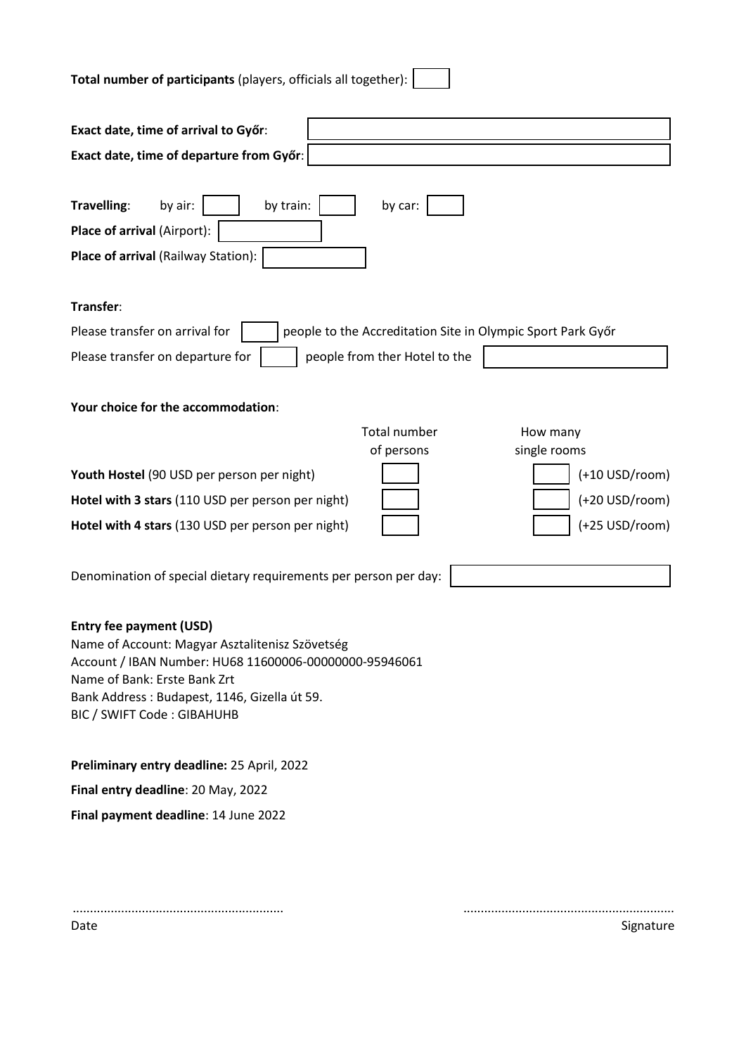**Total number of participants** (players, officials all together): \_\_\_\_

**Exact date, time of arrival to Győr**: \_\_\_\_

**Exact date, time of departure from Győr**: \_\_\_\_

**Travelling**: by air: \_\_\_\_ by train: \_\_\_\_ by car: \_\_\_\_

**Place of arrival** (Airport): \_\_\_\_

**Place of arrival** (Railway Station): \_\_\_\_

**Transfer**:

Please transfer on arrival for \_\_\_\_ people to the Accreditation Site in Olympic Sport Park Győr

Please transfer on departure for \_\_\_\_ people from ther Hotel to the \_\_\_\_

**Your choice for the accommodation**:

| | Total number of persons | How many single rooms | |
|---|---|---|---|
| **Youth Hostel** (90 USD per person per night) | | | (+10 USD/room) |
| **Hotel with 3 stars** (110 USD per person per night) | | | (+20 USD/room) |
| **Hotel with 4 stars** (130 USD per person per night) | | | (+25 USD/room) |

Denomination of special dietary requirements per person per day: \_\_\_\_

**Entry fee payment (USD)**

Name of Account: Magyar Asztalitenisz Szövetség
Account / IBAN Number: HU68 11600006-00000000-95946061
Name of Bank: Erste Bank Zrt
Bank Address : Budapest, 1146, Gizella út 59.
BIC / SWIFT Code : GIBAHUHB

**Preliminary entry deadline:** 25 April, 2022

**Final entry deadline**: 20 May, 2022

**Final payment deadline**: 14 June 2022

............................................................ ............................................................

Date Signature